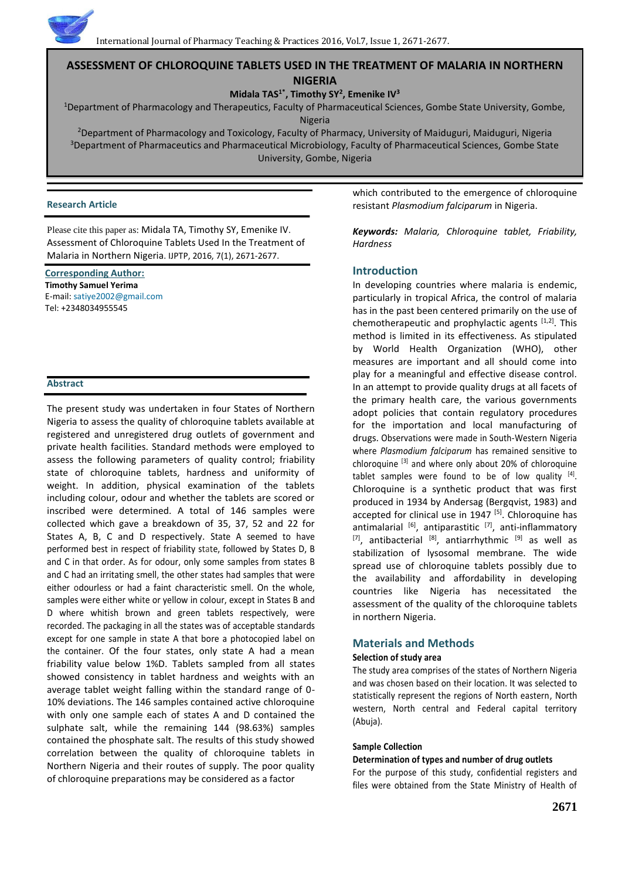# ASSESSMENT OF CHLOROQUINE TABLETS USED IN THE TREATMENT OF MALARIA IN NORTHERN NIGERIA

**Midala TAS[1*], Timothy SY[2], Emenike IV[3]**

[1]Department of Pharmacology and Therapeutics, Faculty of Pharmaceutical Sciences, Gombe State University, Gombe, Nigeria

[2]Department of Pharmacology and Toxicology, Faculty of Pharmacy, University of Maiduguri, Maiduguri, Nigeria

[3]Department of Pharmaceutics and Pharmaceutical Microbiology, Faculty of Pharmaceutical Sciences, Gombe State University, Gombe, Nigeria

**Research Article**

Please cite this paper as: Midala TA, Timothy SY, Emenike IV. Assessment of Chloroquine Tablets Used In the Treatment of Malaria in Northern Nigeria. IJPTP, 2016, 7(1), 2671-2677.

**Corresponding Author:**

**Timothy Samuel Yerima**

E-mail: satiye2002@gmail.com

Tel: +2348034955545

## Abstract

The present study was undertaken in four States of Northern Nigeria to assess the quality of chloroquine tablets available at registered and unregistered drug outlets of government and private health facilities. Standard methods were employed to assess the following parameters of quality control; friability state of chloroquine tablets, hardness and uniformity of weight. In addition, physical examination of the tablets including colour, odour and whether the tablets are scored or inscribed were determined. A total of 146 samples were collected which gave a breakdown of 35, 37, 52 and 22 for States A, B, C and D respectively. State A seemed to have performed best in respect of friability state, followed by States D, B and C in that order. As for odour, only some samples from states B and C had an irritating smell, the other states had samples that were either odourless or had a faint characteristic smell. On the whole, samples were either white or yellow in colour, except in States B and D where whitish brown and green tablets respectively, were recorded. The packaging in all the states was of acceptable standards except for one sample in state A that bore a photocopied label on the container. Of the four states, only state A had a mean friability value below 1%D. Tablets sampled from all states showed consistency in tablet hardness and weights with an average tablet weight falling within the standard range of 0-10% deviations. The 146 samples contained active chloroquine with only one sample each of states A and D contained the sulphate salt, while the remaining 144 (98.63%) samples contained the phosphate salt. The results of this study showed correlation between the quality of chloroquine tablets in Northern Nigeria and their routes of supply. The poor quality of chloroquine preparations may be considered as a factor which contributed to the emergence of chloroquine resistant *Plasmodium falciparum* in Nigeria.

***Keywords:*** *Malaria, Chloroquine tablet, Friability, Hardness*

## Introduction

In developing countries where malaria is endemic, particularly in tropical Africa, the control of malaria has in the past been centered primarily on the use of chemotherapeutic and prophylactic agents [1,2]. This method is limited in its effectiveness. As stipulated by World Health Organization (WHO), other measures are important and all should come into play for a meaningful and effective disease control. In an attempt to provide quality drugs at all facets of the primary health care, the various governments adopt policies that contain regulatory procedures for the importation and local manufacturing of drugs. Observations were made in South-Western Nigeria where *Plasmodium falciparum* has remained sensitive to chloroquine [3] and where only about 20% of chloroquine tablet samples were found to be of low quality [4]. Chloroquine is a synthetic product that was first produced in 1934 by Andersag (Bergqvist, 1983) and accepted for clinical use in 1947 [5]. Chloroquine has antimalarial [6], antiparastitic [7], anti-inflammatory [7], antibacterial [8], antiarrhythmic [9] as well as stabilization of lysosomal membrane. The wide spread use of chloroquine tablets possibly due to the availability and affordability in developing countries like Nigeria has necessitated the assessment of the quality of the chloroquine tablets in northern Nigeria.

## Materials and Methods

### Selection of study area

The study area comprises of the states of Northern Nigeria and was chosen based on their location. It was selected to statistically represent the regions of North eastern, North western, North central and Federal capital territory (Abuja).

### Sample Collection

**Determination of types and number of drug outlets**

For the purpose of this study, confidential registers and files were obtained from the State Ministry of Health of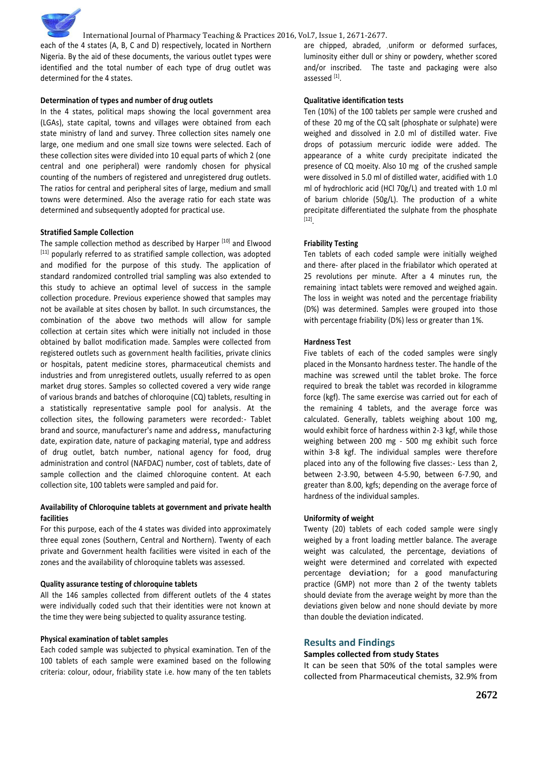each of the 4 states (A, B, C and D) respectively, located in Northern Nigeria. By the aid of these documents, the various outlet types were identified and the total number of each type of drug outlet was determined for the 4 states.

**Determination of types and number of drug outlets**

In the 4 states, political maps showing the local government area (LGAs), state capital, towns and villages were obtained from each state ministry of land and survey. Three collection sites namely one large, one medium and one small size towns were selected. Each of these collection sites were divided into 10 equal parts of which 2 (one central and one peripheral) were randomly chosen for physical counting of the numbers of registered and unregistered drug outlets. The ratios for central and peripheral sites of large, medium and small towns were determined. Also the average ratio for each state was determined and subsequently adopted for practical use.

**Stratified Sample Collection**

The sample collection method as described by Harper [10] and Elwood [11] popularly referred to as stratified sample collection, was adopted and modified for the purpose of this study. The application of standard randomized controlled trial sampling was also extended to this study to achieve an optimal level of success in the sample collection procedure. Previous experience showed that samples may not be available at sites chosen by ballot. In such circumstances, the combination of the above two methods will allow for sample collection at certain sites which were initially not included in those obtained by ballot modification made. Samples were collected from registered outlets such as government health facilities, private clinics or hospitals, patent medicine stores, pharmaceutical chemists and industries and from unregistered outlets, usually referred to as open market drug stores. Samples so collected covered a very wide range of various brands and batches of chloroquine (CQ) tablets, resulting in a statistically representative sample pool for analysis. At the collection sites, the following parameters were recorded:- Tablet brand and source, manufacturer's name and address, manufacturing date, expiration date, nature of packaging material, type and address of drug outlet, batch number, national agency for food, drug administration and control (NAFDAC) number, cost of tablets, date of sample collection and the claimed chloroquine content. At each collection site, 100 tablets were sampled and paid for.

**Availability of Chloroquine tablets at government and private health facilities**

For this purpose, each of the 4 states was divided into approximately three equal zones (Southern, Central and Northern). Twenty of each private and Government health facilities were visited in each of the zones and the availability of chloroquine tablets was assessed.

**Quality assurance testing of chloroquine tablets**

All the 146 samples collected from different outlets of the 4 states were individually coded such that their identities were not known at the time they were being subjected to quality assurance testing.

**Physical examination of tablet samples**

Each coded sample was subjected to physical examination. Ten of the 100 tablets of each sample were examined based on the following criteria: colour, odour, friability state i.e. how many of the ten tablets are chipped, abraded, uniform or deformed surfaces, luminosity either dull or shiny or powdery, whether scored and/or inscribed. The taste and packaging were also assessed [1].

**Qualitative identification tests**

Ten (10%) of the 100 tablets per sample were crushed and of these 20 mg of the CQ salt (phosphate or sulphate) were weighed and dissolved in 2.0 ml of distilled water. Five drops of potassium mercuric iodide were added. The appearance of a white curdy precipitate indicated the presence of CQ moeity. Also 10 mg of the crushed sample were dissolved in 5.0 ml of distilled water, acidified with 1.0 ml of hydrochloric acid (HCl 70g/L) and treated with 1.0 ml of barium chloride (50g/L). The production of a white precipitate differentiated the sulphate from the phosphate [12].

**Friability Testing**

Ten tablets of each coded sample were initially weighed and there- after placed in the friabilator which operated at 25 revolutions per minute. After a 4 minutes run, the remaining intact tablets were removed and weighed again. The loss in weight was noted and the percentage friability (D%) was determined. Samples were grouped into those with percentage friability (D%) less or greater than 1%.

**Hardness Test**

Five tablets of each of the coded samples were singly placed in the Monsanto hardness tester. The handle of the machine was screwed until the tablet broke. The force required to break the tablet was recorded in kilogramme force (kgf). The same exercise was carried out for each of the remaining 4 tablets, and the average force was calculated. Generally, tablets weighing about 100 mg, would exhibit force of hardness within 2-3 kgf, while those weighing between 200 mg - 500 mg exhibit such force within 3-8 kgf. The individual samples were therefore placed into any of the following five classes:- Less than 2, between 2-3.90, between 4-5.90, between 6-7.90, and greater than 8.00, kgfs; depending on the average force of hardness of the individual samples.

**Uniformity of weight**

Twenty (20) tablets of each coded sample were singly weighed by a front loading mettler balance. The average weight was calculated, the percentage, deviations of weight were determined and correlated with expected percentage deviation; for a good manufacturing practice (GMP) not more than 2 of the twenty tablets should deviate from the average weight by more than the deviations given below and none should deviate by more than double the deviation indicated.

## Results and Findings

**Samples collected from study States**

It can be seen that 50% of the total samples were collected from Pharmaceutical chemists, 32.9% from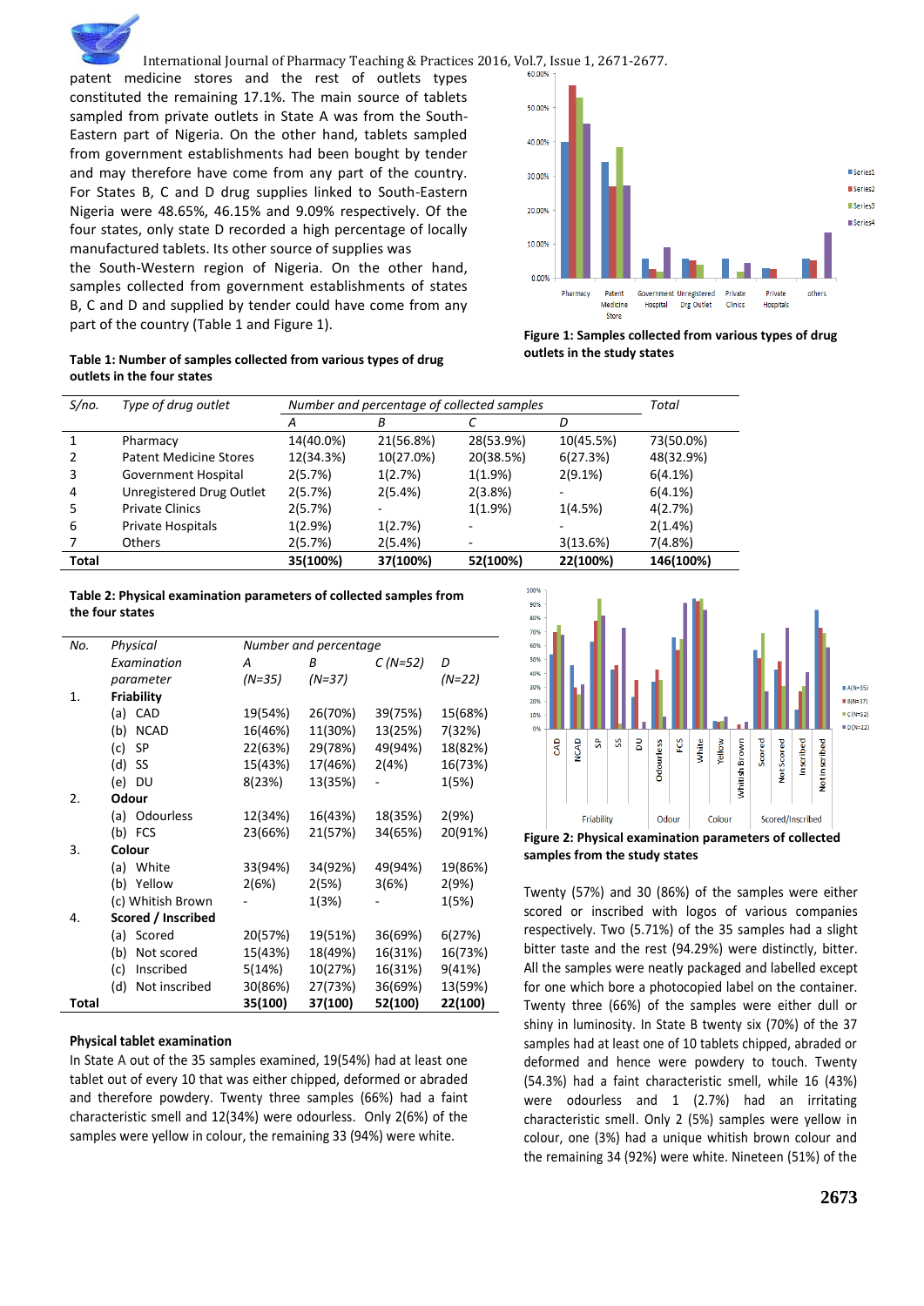patent medicine stores and the rest of outlets types constituted the remaining 17.1%. The main source of tablets sampled from private outlets in State A was from the South-Eastern part of Nigeria. On the other hand, tablets sampled from government establishments had been bought by tender and may therefore have come from any part of the country. For States B, C and D drug supplies linked to South-Eastern Nigeria were 48.65%, 46.15% and 9.09% respectively. Of the four states, only state D recorded a high percentage of locally manufactured tablets. Its other source of supplies was the South-Western region of Nigeria. On the other hand, samples collected from government establishments of states B, C and D and supplied by tender could have come from any part of the country (Table 1 and Figure 1).

**Figure 1: Samples collected from various types of drug outlets in the study states**

**Table 1: Number of samples collected from various types of drug outlets in the four states**

| *S/no.* | *Type of drug outlet* | *Number and percentage of collected samples* | | | | *Total* |
|---|---|---|---|---|---|---|
| | | *A* | *B* | *C* | *D* | |
| 1 | Pharmacy | 14(40.0%) | 21(56.8%) | 28(53.9%) | 10(45.5%) | 73(50.0%) |
| 2 | Patent Medicine Stores | 12(34.3%) | 10(27.0%) | 20(38.5%) | 6(27.3%) | 48(32.9%) |
| 3 | Government Hospital | 2(5.7%) | 1(2.7%) | 1(1.9%) | 2(9.1%) | 6(4.1%) |
| 4 | Unregistered Drug Outlet | 2(5.7%) | 2(5.4%) | 2(3.8%) | - | 6(4.1%) |
| 5 | Private Clinics | 2(5.7%) | - | 1(1.9%) | 1(4.5%) | 4(2.7%) |
| 6 | Private Hospitals | 1(2.9%) | 1(2.7%) | - | - | 2(1.4%) |
| 7 | Others | 2(5.7%) | 2(5.4%) | - | 3(13.6%) | 7(4.8%) |
| **Total** | | **35(100%)** | **37(100%)** | **52(100%)** | **22(100%)** | **146(100%)** |

**Table 2: Physical examination parameters of collected samples from the four states**

| *No.* | *Physical Examination parameter* | *Number and percentage* | | | |
|---|---|---|---|---|---|
| | | *A (N=35)* | *B (N=37)* | *C (N=52)* | *D (N=22)* |
| 1. | **Friability** | | | | |
| | (a) CAD | 19(54%) | 26(70%) | 39(75%) | 15(68%) |
| | (b) NCAD | 16(46%) | 11(30%) | 13(25%) | 7(32%) |
| | (c) SP | 22(63%) | 29(78%) | 49(94%) | 18(82%) |
| | (d) SS | 15(43%) | 17(46%) | 2(4%) | 16(73%) |
| | (e) DU | 8(23%) | 13(35%) | - | 1(5%) |
| 2. | **Odour** | | | | |
| | (a) Odourless | 12(34%) | 16(43%) | 18(35%) | 2(9%) |
| | (b) FCS | 23(66%) | 21(57%) | 34(65%) | 20(91%) |
| 3. | **Colour** | | | | |
| | (a) White | 33(94%) | 34(92%) | 49(94%) | 19(86%) |
| | (b) Yellow | 2(6%) | 2(5%) | 3(6%) | 2(9%) |
| | (c) Whitish Brown | - | 1(3%) | - | 1(5%) |
| 4. | **Scored / Inscribed** | | | | |
| | (a) Scored | 20(57%) | 19(51%) | 36(69%) | 6(27%) |
| | (b) Not scored | 15(43%) | 18(49%) | 16(31%) | 16(73%) |
| | (c) Inscribed | 5(14%) | 10(27%) | 16(31%) | 9(41%) |
| | (d) Not inscribed | 30(86%) | 27(73%) | 36(69%) | 13(59%) |
| **Total** | | **35(100)** | **37(100)** | **52(100)** | **22(100)** |

**Figure 2: Physical examination parameters of collected samples from the study states**

### Physical tablet examination

In State A out of the 35 samples examined, 19(54%) had at least one tablet out of every 10 that was either chipped, deformed or abraded and therefore powdery. Twenty three samples (66%) had a faint characteristic smell and 12(34%) were odourless. Only 2(6%) of the samples were yellow in colour, the remaining 33 (94%) were white.

Twenty (57%) and 30 (86%) of the samples were either scored or inscribed with logos of various companies respectively. Two (5.71%) of the 35 samples had a slight bitter taste and the rest (94.29%) were distinctly, bitter. All the samples were neatly packaged and labelled except for one which bore a photocopied label on the container. Twenty three (66%) of the samples were either dull or shiny in luminosity. In State B twenty six (70%) of the 37 samples had at least one of 10 tablets chipped, abraded or deformed and hence were powdery to touch. Twenty (54.3%) had a faint characteristic smell, while 16 (43%) were odourless and 1 (2.7%) had an irritating characteristic smell. Only 2 (5%) samples were yellow in colour, one (3%) had a unique whitish brown colour and the remaining 34 (92%) were white. Nineteen (51%) of the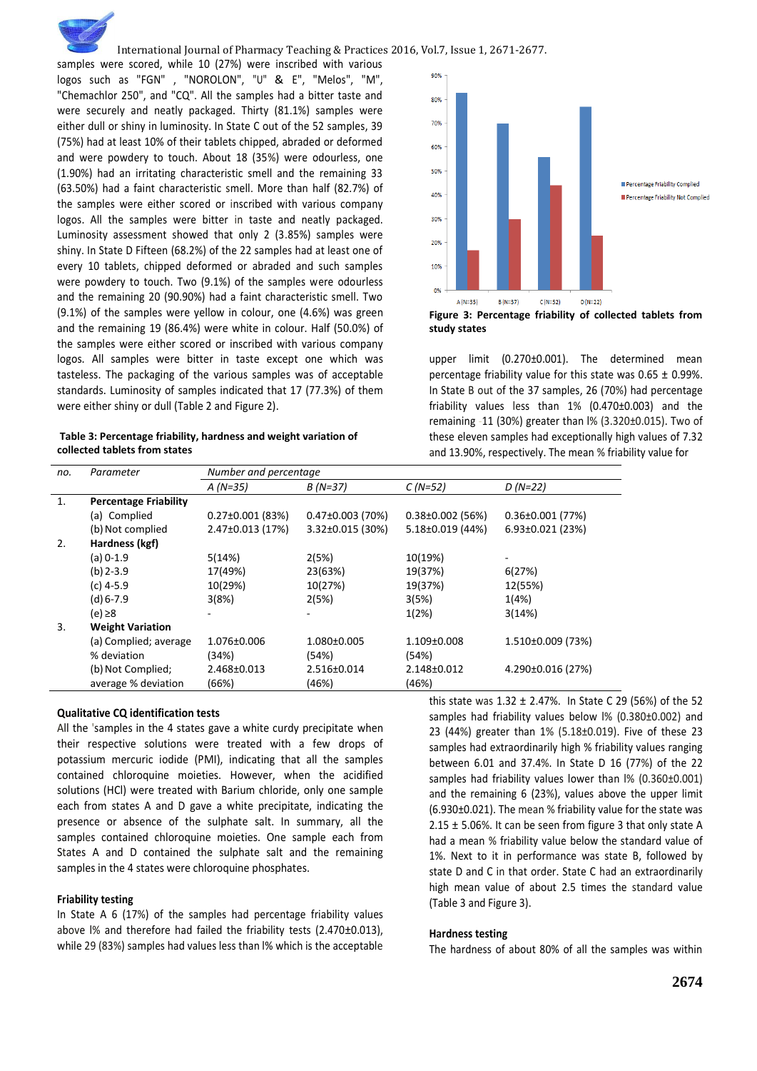samples were scored, while 10 (27%) were inscribed with various logos such as "FGN" , "NOROLON", "U" & E", "Melos", "M", "Chemachlor 250", and "CQ". All the samples had a bitter taste and were securely and neatly packaged. Thirty (81.1%) samples were either dull or shiny in luminosity. In State C out of the 52 samples, 39 (75%) had at least 10% of their tablets chipped, abraded or deformed and were powdery to touch. About 18 (35%) were odourless, one (1.90%) had an irritating characteristic smell and the remaining 33 (63.50%) had a faint characteristic smell. More than half (82.7%) of the samples were either scored or inscribed with various company logos. All the samples were bitter in taste and neatly packaged. Luminosity assessment showed that only 2 (3.85%) samples were shiny. In State D Fifteen (68.2%) of the 22 samples had at least one of every 10 tablets, chipped deformed or abraded and such samples were powdery to touch. Two (9.1%) of the samples were odourless and the remaining 20 (90.90%) had a faint characteristic smell. Two (9.1%) of the samples were yellow in colour, one (4.6%) was green and the remaining 19 (86.4%) were white in colour. Half (50.0%) of the samples were either scored or inscribed with various company logos. All samples were bitter in taste except one which was tasteless. The packaging of the various samples was of acceptable standards. Luminosity of samples indicated that 17 (77.3%) of them were either shiny or dull (Table 2 and Figure 2).

**Figure 3: Percentage friability of collected tablets from study states**

**Table 3: Percentage friability, hardness and weight variation of collected tablets from states**

| no. | Parameter | Number and percentage | | | |
|---|---|---|---|---|---|
| | | A (N=35) | B (N=37) | C (N=52) | D (N=22) |
| 1. | **Percentage Friability** | | | | |
| | (a) Complied | 0.27±0.001 (83%) | 0.47±0.003 (70%) | 0.38±0.002 (56%) | 0.36±0.001 (77%) |
| | (b) Not complied | 2.47±0.013 (17%) | 3.32±0.015 (30%) | 5.18±0.019 (44%) | 6.93±0.021 (23%) |
| 2. | **Hardness (kgf)** | | | | |
| | (a) 0-1.9 | 5(14%) | 2(5%) | 10(19%) | - |
| | (b) 2-3.9 | 17(49%) | 23(63%) | 19(37%) | 6(27%) |
| | (c) 4-5.9 | 10(29%) | 10(27%) | 19(37%) | 12(55%) |
| | (d) 6-7.9 | 3(8%) | 2(5%) | 3(5%) | 1(4%) |
| | (e) ≥8 | - | - | 1(2%) | 3(14%) |
| 3. | **Weight Variation** | | | | |
| | (a) Complied; average % deviation | 1.076±0.006 (34%) | 1.080±0.005 (54%) | 1.109±0.008 (54%) | 1.510±0.009 (73%) |
| | (b) Not Complied; average % deviation | 2.468±0.013 (66%) | 2.516±0.014 (46%) | 2.148±0.012 (46%) | 4.290±0.016 (27%) |

### Qualitative CQ identification tests

All the samples in the 4 states gave a white curdy precipitate when their respective solutions were treated with a few drops of potassium mercuric iodide (PMI), indicating that all the samples contained chloroquine moieties. However, when the acidified solutions (HCl) were treated with Barium chloride, only one sample each from states A and D gave a white precipitate, indicating the presence or absence of the sulphate salt. In summary, all the samples contained chloroquine moieties. One sample each from States A and D contained the sulphate salt and the remaining samples in the 4 states were chloroquine phosphates.

### Friability testing

In State A 6 (17%) of the samples had percentage friability values above l% and therefore had failed the friability tests (2.470±0.013), while 29 (83%) samples had values less than l% which is the acceptable upper limit (0.270±0.001). The determined mean percentage friability value for this state was 0.65 ± 0.99%. In State B out of the 37 samples, 26 (70%) had percentage friability values less than 1% (0.470±0.003) and the remaining 11 (30%) greater than l% (3.320±0.015). Two of these eleven samples had exceptionally high values of 7.32 and 13.90%, respectively. The mean % friability value for this state was 1.32 ± 2.47%. In State C 29 (56%) of the 52 samples had friability values below l% (0.380±0.002) and 23 (44%) greater than 1% (5.18±0.019). Five of these 23 samples had extraordinarily high % friability values ranging between 6.01 and 37.4%. In State D 16 (77%) of the 22 samples had friability values lower than l% (0.360±0.001) and the remaining 6 (23%), values above the upper limit (6.930±0.021). The mean % friability value for the state was 2.15 ± 5.06%. It can be seen from figure 3 that only state A had a mean % friability value below the standard value of 1%. Next to it in performance was state B, followed by state D and C in that order. State C had an extraordinarily high mean value of about 2.5 times the standard value (Table 3 and Figure 3).

### Hardness testing

The hardness of about 80% of all the samples was within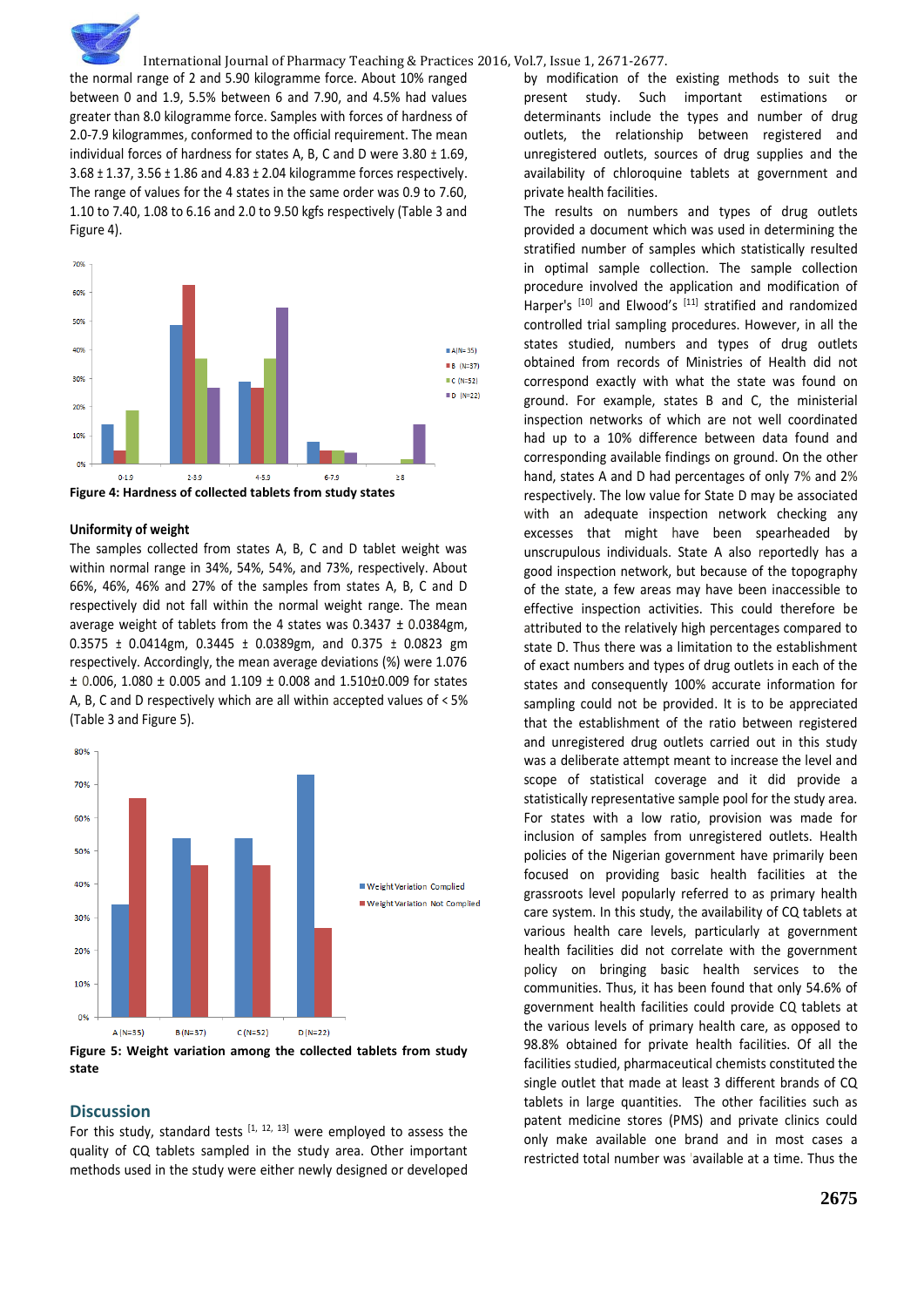the normal range of 2 and 5.90 kilogramme force. About 10% ranged between 0 and 1.9, 5.5% between 6 and 7.90, and 4.5% had values greater than 8.0 kilogramme force. Samples with forces of hardness of 2.0-7.9 kilogrammes, conformed to the official requirement. The mean individual forces of hardness for states A, B, C and D were 3.80 ± 1.69, 3.68 ± 1.37, 3.56 ± 1.86 and 4.83 ± 2.04 kilogramme forces respectively. The range of values for the 4 states in the same order was 0.9 to 7.60, 1.10 to 7.40, 1.08 to 6.16 and 2.0 to 9.50 kgfs respectively (Table 3 and Figure 4).

**Figure 4: Hardness of collected tablets from study states**

### Uniformity of weight

The samples collected from states A, B, C and D tablet weight was within normal range in 34%, 54%, 54%, and 73%, respectively. About 66%, 46%, 46% and 27% of the samples from states A, B, C and D respectively did not fall within the normal weight range. The mean average weight of tablets from the 4 states was 0.3437 ± 0.0384gm, 0.3575 ± 0.0414gm, 0.3445 ± 0.0389gm, and 0.375 ± 0.0823 gm respectively. Accordingly, the mean average deviations (%) were 1.076 ± 0.006, 1.080 ± 0.005 and 1.109 ± 0.008 and 1.510±0.009 for states A, B, C and D respectively which are all within accepted values of < 5% (Table 3 and Figure 5).

**Figure 5: Weight variation among the collected tablets from study state**

## Discussion

For this study, standard tests [1, 12, 13] were employed to assess the quality of CQ tablets sampled in the study area. Other important methods used in the study were either newly designed or developed by modification of the existing methods to suit the present study. Such important estimations or determinants include the types and number of drug outlets, the relationship between registered and unregistered outlets, sources of drug supplies and the availability of chloroquine tablets at government and private health facilities.

The results on numbers and types of drug outlets provided a document which was used in determining the stratified number of samples which statistically resulted in optimal sample collection. The sample collection procedure involved the application and modification of Harper's [10] and Elwood's [11] stratified and randomized controlled trial sampling procedures. However, in all the states studied, numbers and types of drug outlets obtained from records of Ministries of Health did not correspond exactly with what the state was found on ground. For example, states B and C, the ministerial inspection networks of which are not well coordinated had up to a 10% difference between data found and corresponding available findings on ground. On the other hand, states A and D had percentages of only 7% and 2% respectively. The low value for State D may be associated with an adequate inspection network checking any excesses that might have been spearheaded by unscrupulous individuals. State A also reportedly has a good inspection network, but because of the topography of the state, a few areas may have been inaccessible to effective inspection activities. This could therefore be attributed to the relatively high percentages compared to state D. Thus there was a limitation to the establishment of exact numbers and types of drug outlets in each of the states and consequently 100% accurate information for sampling could not be provided. It is to be appreciated that the establishment of the ratio between registered and unregistered drug outlets carried out in this study was a deliberate attempt meant to increase the level and scope of statistical coverage and it did provide a statistically representative sample pool for the study area. For states with a low ratio, provision was made for inclusion of samples from unregistered outlets. Health policies of the Nigerian government have primarily been focused on providing basic health facilities at the grassroots level popularly referred to as primary health care system. In this study, the availability of CQ tablets at various health care levels, particularly at government health facilities did not correlate with the government policy on bringing basic health services to the communities. Thus, it has been found that only 54.6% of government health facilities could provide CQ tablets at the various levels of primary health care, as opposed to 98.8% obtained for private health facilities. Of all the facilities studied, pharmaceutical chemists constituted the single outlet that made at least 3 different brands of CQ tablets in large quantities. The other facilities such as patent medicine stores (PMS) and private clinics could only make available one brand and in most cases a restricted total number was available at a time. Thus the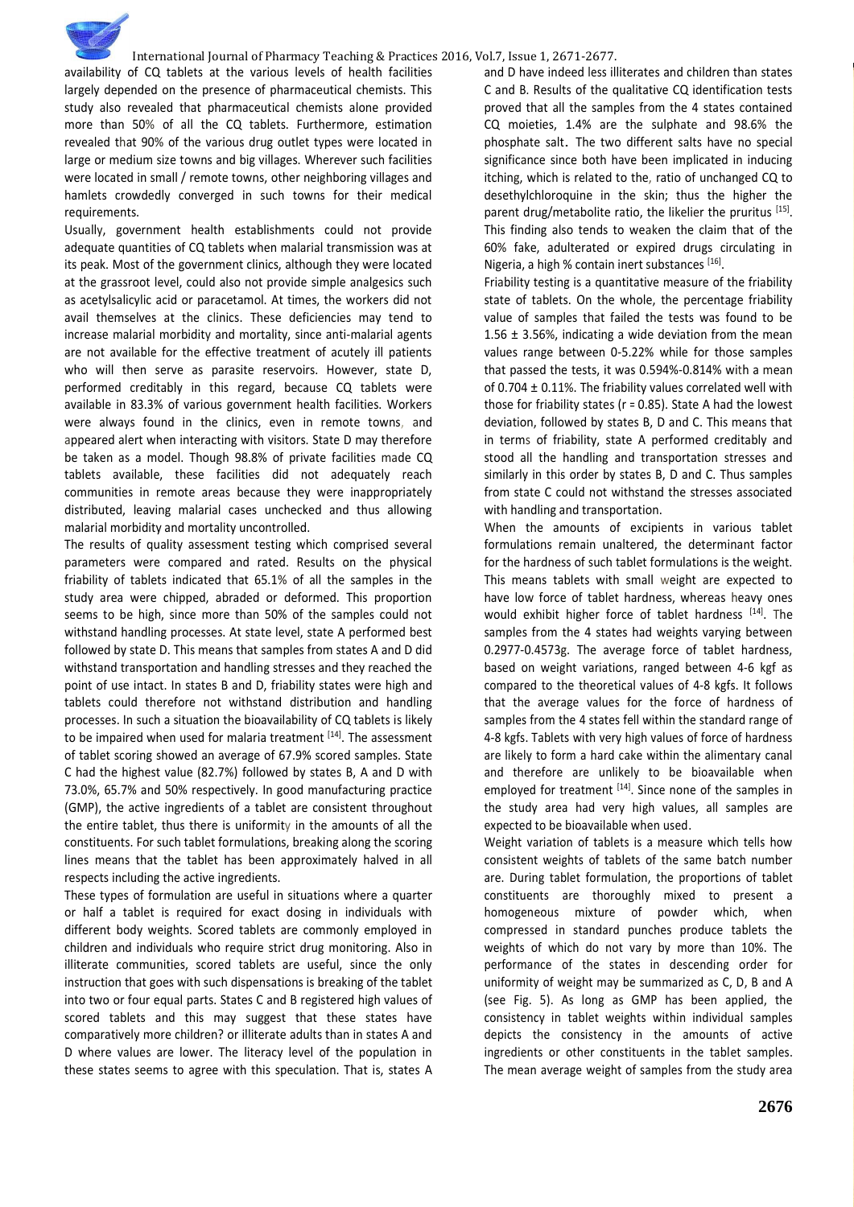availability of CQ tablets at the various levels of health facilities largely depended on the presence of pharmaceutical chemists. This study also revealed that pharmaceutical chemists alone provided more than 50% of all the CQ tablets. Furthermore, estimation revealed that 90% of the various drug outlet types were located in large or medium size towns and big villages. Wherever such facilities were located in small / remote towns, other neighboring villages and hamlets crowdedly converged in such towns for their medical requirements.

Usually, government health establishments could not provide adequate quantities of CQ tablets when malarial transmission was at its peak. Most of the government clinics, although they were located at the grassroot level, could also not provide simple analgesics such as acetylsalicylic acid or paracetamol. At times, the workers did not avail themselves at the clinics. These deficiencies may tend to increase malarial morbidity and mortality, since anti-malarial agents are not available for the effective treatment of acutely ill patients who will then serve as parasite reservoirs. However, state D, performed creditably in this regard, because CQ tablets were available in 83.3% of various government health facilities. Workers were always found in the clinics, even in remote towns, and appeared alert when interacting with visitors. State D may therefore be taken as a model. Though 98.8% of private facilities made CQ tablets available, these facilities did not adequately reach communities in remote areas because they were inappropriately distributed, leaving malarial cases unchecked and thus allowing malarial morbidity and mortality uncontrolled.

The results of quality assessment testing which comprised several parameters were compared and rated. Results on the physical friability of tablets indicated that 65.1% of all the samples in the study area were chipped, abraded or deformed. This proportion seems to be high, since more than 50% of the samples could not withstand handling processes. At state level, state A performed best followed by state D. This means that samples from states A and D did withstand transportation and handling stresses and they reached the point of use intact. In states B and D, friability states were high and tablets could therefore not withstand distribution and handling processes. In such a situation the bioavailability of CQ tablets is likely to be impaired when used for malaria treatment [14]. The assessment of tablet scoring showed an average of 67.9% scored samples. State C had the highest value (82.7%) followed by states B, A and D with 73.0%, 65.7% and 50% respectively. In good manufacturing practice (GMP), the active ingredients of a tablet are consistent throughout the entire tablet, thus there is uniformity in the amounts of all the constituents. For such tablet formulations, breaking along the scoring lines means that the tablet has been approximately halved in all respects including the active ingredients.

These types of formulation are useful in situations where a quarter or half a tablet is required for exact dosing in individuals with different body weights. Scored tablets are commonly employed in children and individuals who require strict drug monitoring. Also in illiterate communities, scored tablets are useful, since the only instruction that goes with such dispensations is breaking of the tablet into two or four equal parts. States C and B registered high values of scored tablets and this may suggest that these states have comparatively more children? or illiterate adults than in states A and D where values are lower. The literacy level of the population in these states seems to agree with this speculation. That is, states A and D have indeed less illiterates and children than states C and B. Results of the qualitative CQ identification tests proved that all the samples from the 4 states contained CQ moieties, 1.4% are the sulphate and 98.6% the phosphate salt. The two different salts have no special significance since both have been implicated in inducing itching, which is related to the, ratio of unchanged CQ to desethylchloroquine in the skin; thus the higher the parent drug/metabolite ratio, the likelier the pruritus [15]. This finding also tends to weaken the claim that of the 60% fake, adulterated or expired drugs circulating in Nigeria, a high % contain inert substances [16].

Friability testing is a quantitative measure of the friability state of tablets. On the whole, the percentage friability value of samples that failed the tests was found to be 1.56 ± 3.56%, indicating a wide deviation from the mean values range between 0-5.22% while for those samples that passed the tests, it was 0.594%-0.814% with a mean of 0.704 ± 0.11%. The friability values correlated well with those for friability states (r = 0.85). State A had the lowest deviation, followed by states B, D and C. This means that in terms of friability, state A performed creditably and stood all the handling and transportation stresses and similarly in this order by states B, D and C. Thus samples from state C could not withstand the stresses associated with handling and transportation.

When the amounts of excipients in various tablet formulations remain unaltered, the determinant factor for the hardness of such tablet formulations is the weight. This means tablets with small weight are expected to have low force of tablet hardness, whereas heavy ones would exhibit higher force of tablet hardness [14]. The samples from the 4 states had weights varying between 0.2977-0.4573g. The average force of tablet hardness, based on weight variations, ranged between 4-6 kgf as compared to the theoretical values of 4-8 kgfs. It follows that the average values for the force of hardness of samples from the 4 states fell within the standard range of 4-8 kgfs. Tablets with very high values of force of hardness are likely to form a hard cake within the alimentary canal and therefore are unlikely to be bioavailable when employed for treatment [14]. Since none of the samples in the study area had very high values, all samples are expected to be bioavailable when used.

Weight variation of tablets is a measure which tells how consistent weights of tablets of the same batch number are. During tablet formulation, the proportions of tablet constituents are thoroughly mixed to present a homogeneous mixture of powder which, when compressed in standard punches produce tablets the weights of which do not vary by more than 10%. The performance of the states in descending order for uniformity of weight may be summarized as C, D, B and A (see Fig. 5). As long as GMP has been applied, the consistency in tablet weights within individual samples depicts the consistency in the amounts of active ingredients or other constituents in the tablet samples. The mean average weight of samples from the study area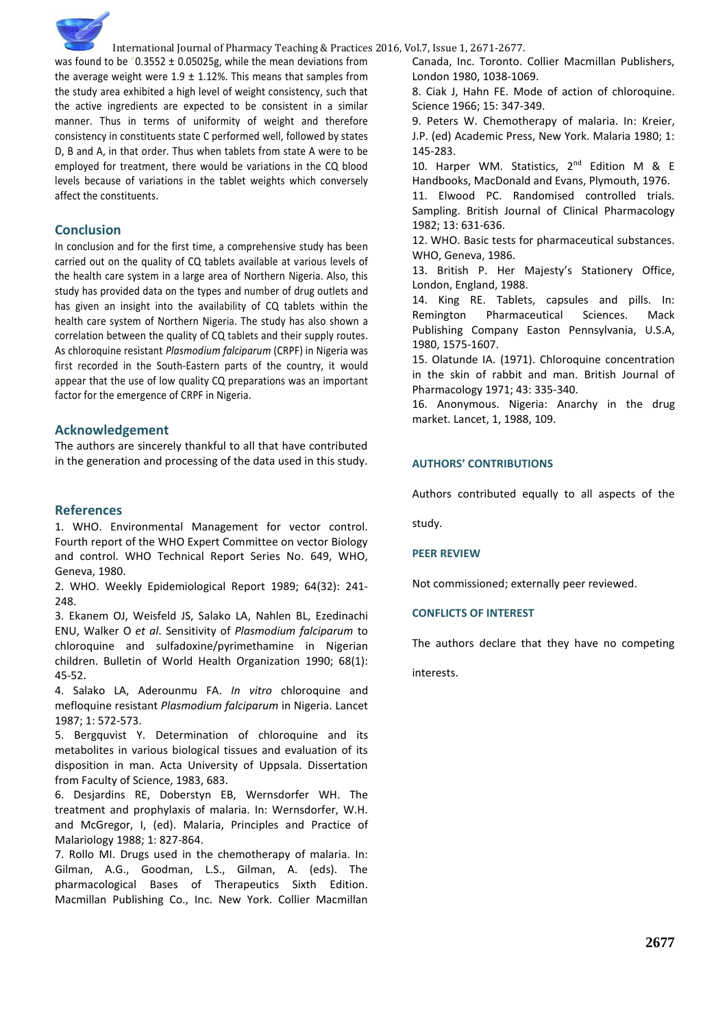was found to be 0.3552 ± 0.05025g, while the mean deviations from the average weight were 1.9 ± 1.12%. This means that samples from the study area exhibited a high level of weight consistency, such that the active ingredients are expected to be consistent in a similar manner. Thus in terms of uniformity of weight and therefore consistency in constituents state C performed well, followed by states D, B and A, in that order. Thus when tablets from state A were to be employed for treatment, there would be variations in the CQ blood levels because of variations in the tablet weights which conversely affect the constituents.

## Conclusion

In conclusion and for the first time, a comprehensive study has been carried out on the quality of CQ tablets available at various levels of the health care system in a large area of Northern Nigeria. Also, this study has provided data on the types and number of drug outlets and has given an insight into the availability of CQ tablets within the health care system of Northern Nigeria. The study has also shown a correlation between the quality of CQ tablets and their supply routes. As chloroquine resistant *Plasmodium falciparum* (CRPF) in Nigeria was first recorded in the South-Eastern parts of the country, it would appear that the use of low quality CQ preparations was an important factor for the emergence of CRPF in Nigeria.

## Acknowledgement

The authors are sincerely thankful to all that have contributed in the generation and processing of the data used in this study.

## References

1. WHO. Environmental Management for vector control. Fourth report of the WHO Expert Committee on vector Biology and control. WHO Technical Report Series No. 649, WHO, Geneva, 1980.
2. WHO. Weekly Epidemiological Report 1989; 64(32): 241-248.
3. Ekanem OJ, Weisfeld JS, Salako LA, Nahlen BL, Ezedinachi ENU, Walker O *et al*. Sensitivity of *Plasmodium falciparum* to chloroquine and sulfadoxine/pyrimethamine in Nigerian children. Bulletin of World Health Organization 1990; 68(1): 45-52.
4. Salako LA, Aderounmu FA. *In vitro* chloroquine and mefloquine resistant *Plasmodium falciparum* in Nigeria. Lancet 1987; 1: 572-573.
5. Bergquvist Y. Determination of chloroquine and its metabolites in various biological tissues and evaluation of its disposition in man. Acta University of Uppsala. Dissertation from Faculty of Science, 1983, 683.
6. Desjardins RE, Doberstyn EB, Wernsdorfer WH. The treatment and prophylaxis of malaria. In: Wernsdorfer, W.H. and McGregor, I, (ed). Malaria, Principles and Practice of Malariology 1988; 1: 827-864.
7. Rollo MI. Drugs used in the chemotherapy of malaria. In: Gilman, A.G., Goodman, L.S., Gilman, A. (eds). The pharmacological Bases of Therapeutics Sixth Edition. Macmillan Publishing Co., Inc. New York. Collier Macmillan Canada, Inc. Toronto. Collier Macmillan Publishers, London 1980, 1038-1069.
8. Ciak J, Hahn FE. Mode of action of chloroquine. Science 1966; 15: 347-349.
9. Peters W. Chemotherapy of malaria. In: Kreier, J.P. (ed) Academic Press, New York. Malaria 1980; 1: 145-283.
10. Harper WM. Statistics, 2nd Edition M & E Handbooks, MacDonald and Evans, Plymouth, 1976.
11. Elwood PC. Randomised controlled trials. Sampling. British Journal of Clinical Pharmacology 1982; 13: 631-636.
12. WHO. Basic tests for pharmaceutical substances. WHO, Geneva, 1986.
13. British P. Her Majesty's Stationery Office, London, England, 1988.
14. King RE. Tablets, capsules and pills. In: Remington Pharmaceutical Sciences. Mack Publishing Company Easton Pennsylvania, U.S.A, 1980, 1575-1607.
15. Olatunde IA. (1971). Chloroquine concentration in the skin of rabbit and man. British Journal of Pharmacology 1971; 43: 335-340.
16. Anonymous. Nigeria: Anarchy in the drug market. Lancet, 1, 1988, 109.

### AUTHORS' CONTRIBUTIONS

Authors contributed equally to all aspects of the study.

### PEER REVIEW

Not commissioned; externally peer reviewed.

### CONFLICTS OF INTEREST

The authors declare that they have no competing interests.